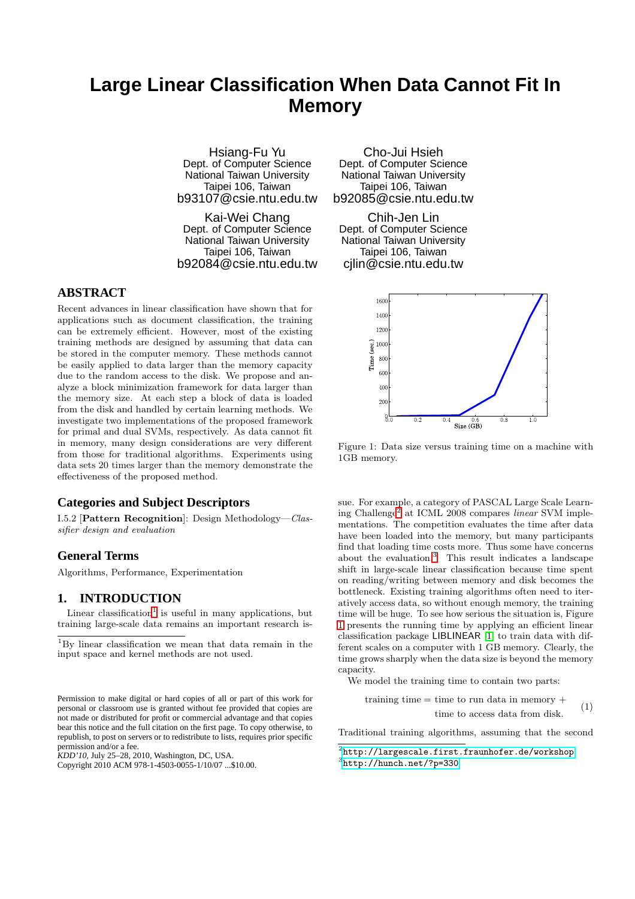# Large Linear Classification When Data Cannot Fit In Memory

Hsiang-Fu Yu
Dept. of Computer Science
National Taiwan University
Taipei 106, Taiwan
b93107@csie.ntu.edu.tw

Cho-Jui Hsieh
Dept. of Computer Science
National Taiwan University
Taipei 106, Taiwan
b92085@csie.ntu.edu.tw

Kai-Wei Chang
Dept. of Computer Science
National Taiwan University
Taipei 106, Taiwan
b92084@csie.ntu.edu.tw

Chih-Jen Lin
Dept. of Computer Science
National Taiwan University
Taipei 106, Taiwan
cjlin@csie.ntu.edu.tw

## ABSTRACT

Recent advances in linear classification have shown that for applications such as document classification, the training can be extremely efficient. However, most of the existing training methods are designed by assuming that data can be stored in the computer memory. These methods cannot be easily applied to data larger than the memory capacity due to the random access to the disk. We propose and analyze a block minimization framework for data larger than the memory size. At each step a block of data is loaded from the disk and handled by certain learning methods. We investigate two implementations of the proposed framework for primal and dual SVMs, respectively. As data cannot fit in memory, many design considerations are very different from those for traditional algorithms. Experiments using data sets 20 times larger than the memory demonstrate the effectiveness of the proposed method.

## Categories and Subject Descriptors

I.5.2 [**Pattern Recognition**]: Design Methodology—*Classifier design and evaluation*

## General Terms

Algorithms, Performance, Experimentation

## 1. INTRODUCTION

Linear classification[1] is useful in many applications, but training large-scale data remains an important research issue. For example, a category of PASCAL Large Scale Learning Challenge[2] at ICML 2008 compares *linear* SVM implementations. The competition evaluates the time after data have been loaded into the memory, but many participants find that loading time costs more. Thus some have concerns about the evaluation.[3] This result indicates a landscape shift in large-scale linear classification because time spent on reading/writing between memory and disk becomes the bottleneck. Existing training algorithms often need to iteratively access data, so without enough memory, the training time will be huge. To see how serious the situation is, Figure 1 presents the running time by applying an efficient linear classification package LIBLINEAR [1] to train data with different scales on a computer with 1 GB memory. Clearly, the time grows sharply when the data size is beyond the memory capacity.

Figure 1: Data size versus training time on a machine with 1GB memory.

We model the training time to contain two parts:

$$\text{training time} = \text{time to run data in memory} + \text{time to access data from disk.} \quad (1)$$

Traditional training algorithms, assuming that the second

[1] By linear classification we mean that data remain in the input space and kernel methods are not used.

[2] http://largescale.first.fraunhofer.de/workshop

[3] http://hunch.net/?p=330

Permission to make digital or hard copies of all or part of this work for personal or classroom use is granted without fee provided that copies are not made or distributed for profit or commercial advantage and that copies bear this notice and the full citation on the first page. To copy otherwise, to republish, to post on servers or to redistribute to lists, requires prior specific permission and/or a fee.
*KDD'10,* July 25–28, 2010, Washington, DC, USA.
Copyright 2010 ACM 978-1-4503-0055-1/10/07 ...$10.00.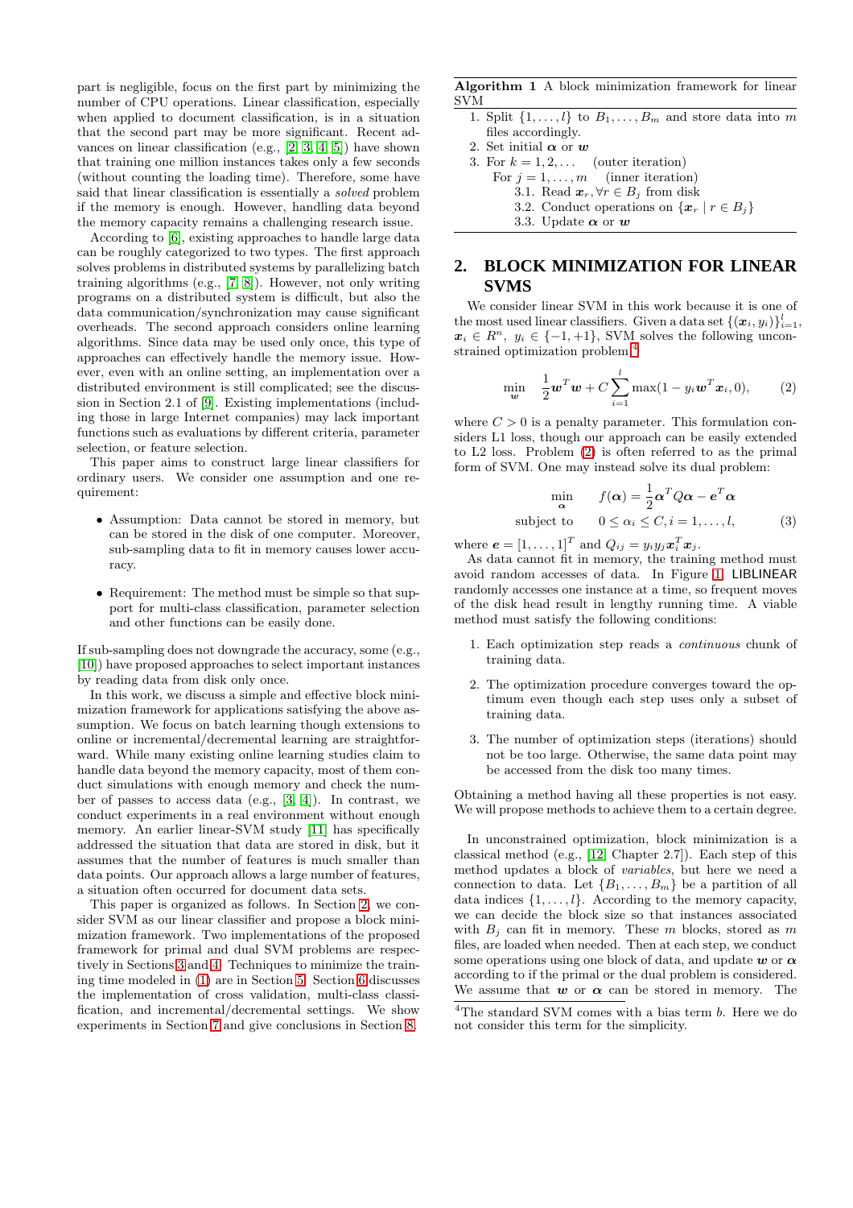part is negligible, focus on the first part by minimizing the number of CPU operations. Linear classification, especially when applied to document classification, is in a situation that the second part may be more significant. Recent advances on linear classification (e.g., [2, 3, 4, 5]) have shown that training one million instances takes only a few seconds (without counting the loading time). Therefore, some have said that linear classification is essentially a *solved* problem if the memory is enough. However, handling data beyond the memory capacity remains a challenging research issue.

According to [6], existing approaches to handle large data can be roughly categorized to two types. The first approach solves problems in distributed systems by parallelizing batch training algorithms (e.g., [7, 8]). However, not only writing programs on a distributed system is difficult, but also the data communication/synchronization may cause significant overheads. The second approach considers online learning algorithms. Since data may be used only once, this type of approaches can effectively handle the memory issue. However, even with an online setting, an implementation over a distributed environment is still complicated; see the discussion in Section 2.1 of [9]. Existing implementations (including those in large Internet companies) may lack important functions such as evaluations by different criteria, parameter selection, or feature selection.

This paper aims to construct large linear classifiers for ordinary users. We consider one assumption and one requirement:

- Assumption: Data cannot be stored in memory, but can be stored in the disk of one computer. Moreover, sub-sampling data to fit in memory causes lower accuracy.
- Requirement: The method must be simple so that support for multi-class classification, parameter selection and other functions can be easily done.

If sub-sampling does not downgrade the accuracy, some (e.g., [10]) have proposed approaches to select important instances by reading data from disk only once.

In this work, we discuss a simple and effective block minimization framework for applications satisfying the above assumption. We focus on batch learning though extensions to online or incremental/decremental learning are straightforward. While many existing online learning studies claim to handle data beyond the memory capacity, most of them conduct simulations with enough memory and check the number of passes to access data (e.g., [3, 4]). In contrast, we conduct experiments in a real environment without enough memory. An earlier linear-SVM study [11] has specifically addressed the situation that data are stored in disk, but it assumes that the number of features is much smaller than data points. Our approach allows a large number of features, a situation often occurred for document data sets.

This paper is organized as follows. In Section 2, we consider SVM as our linear classifier and propose a block minimization framework. Two implementations of the proposed framework for primal and dual SVM problems are respectively in Sections 3 and 4. Techniques to minimize the training time modeled in (1) are in Section 5. Section 6 discusses the implementation of cross validation, multi-class classification, and incremental/decremental settings. We show experiments in Section 7 and give conclusions in Section 8.

---

**Algorithm 1** A block minimization framework for linear SVM

1. Split $\{1, \ldots, l\}$ to $B_1, \ldots, B_m$ and store data into $m$ files accordingly.
2. Set initial $\boldsymbol{\alpha}$ or $\boldsymbol{w}$
3. For $k = 1, 2, \ldots$ (outer iteration)
   For $j = 1, \ldots, m$ (inner iteration)
   3.1. Read $\boldsymbol{x}_r, \forall r \in B_j$ from disk
   3.2. Conduct operations on $\{\boldsymbol{x}_r \mid r \in B_j\}$
   3.3. Update $\boldsymbol{\alpha}$ or $\boldsymbol{w}$

---

## 2. BLOCK MINIMIZATION FOR LINEAR SVMS

We consider linear SVM in this work because it is one of the most used linear classifiers. Given a data set $\{(\boldsymbol{x}_i, y_i)\}_{i=1}^{l}$, $\boldsymbol{x}_i \in R^n$, $y_i \in \{-1, +1\}$, SVM solves the following unconstrained optimization problem:[4]

$$\min_{\boldsymbol{w}} \quad \frac{1}{2}\boldsymbol{w}^T\boldsymbol{w} + C\sum_{i=1}^{l}\max(1 - y_i\boldsymbol{w}^T\boldsymbol{x}_i, 0), \tag{2}$$

where $C > 0$ is a penalty parameter. This formulation considers L1 loss, though our approach can be easily extended to L2 loss. Problem (2) is often referred to as the primal form of SVM. One may instead solve its dual problem:

$$\begin{aligned} \min_{\boldsymbol{\alpha}} \quad & f(\boldsymbol{\alpha}) = \frac{1}{2}\boldsymbol{\alpha}^T Q\boldsymbol{\alpha} - \boldsymbol{e}^T\boldsymbol{\alpha} \\ \text{subject to} \quad & 0 \leq \alpha_i \leq C, i = 1, \ldots, l, \end{aligned} \tag{3}$$

where $\boldsymbol{e} = [1, \ldots, 1]^T$ and $Q_{ij} = y_i y_j \boldsymbol{x}_i^T \boldsymbol{x}_j$.

As data cannot fit in memory, the training method must avoid random accesses of data. In Figure 1, LIBLINEAR randomly accesses one instance at a time, so frequent moves of the disk head result in lengthy running time. A viable method must satisfy the following conditions:

1. Each optimization step reads a *continuous* chunk of training data.
2. The optimization procedure converges toward the optimum even though each step uses only a subset of training data.
3. The number of optimization steps (iterations) should not be too large. Otherwise, the same data point may be accessed from the disk too many times.

Obtaining a method having all these properties is not easy. We will propose methods to achieve them to a certain degree.

In unconstrained optimization, block minimization is a classical method (e.g., [12, Chapter 2.7]). Each step of this method updates a block of *variables*, but here we need a connection to data. Let $\{B_1, \ldots, B_m\}$ be a partition of all data indices $\{1, \ldots, l\}$. According to the memory capacity, we can decide the block size so that instances associated with $B_j$ can fit in memory. These $m$ blocks, stored as $m$ files, are loaded when needed. Then at each step, we conduct some operations using one block of data, and update $\boldsymbol{w}$ or $\boldsymbol{\alpha}$ according to if the primal or the dual problem is considered. We assume that $\boldsymbol{w}$ or $\boldsymbol{\alpha}$ can be stored in memory. The

[4] The standard SVM comes with a bias term $b$. Here we do not consider this term for the simplicity.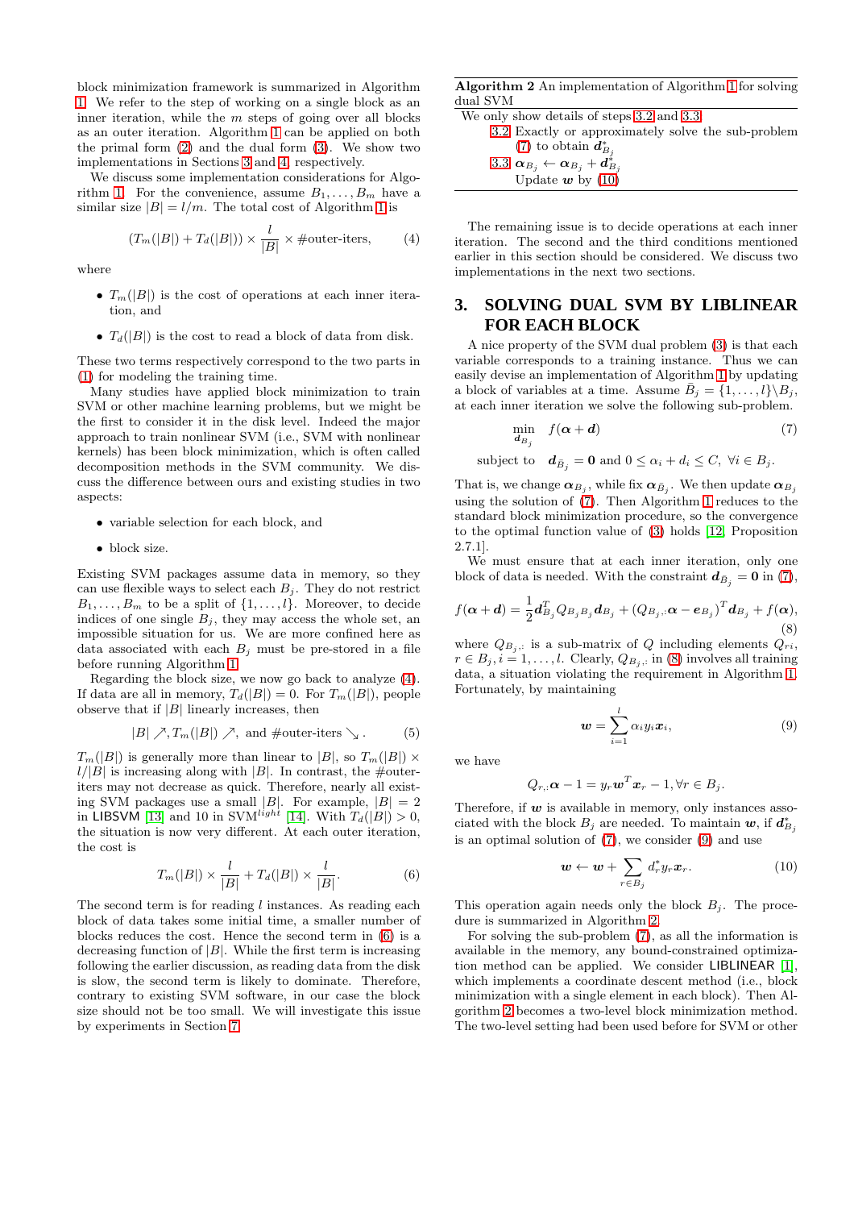block minimization framework is summarized in Algorithm 1. We refer to the step of working on a single block as an inner iteration, while the $m$ steps of going over all blocks as an outer iteration. Algorithm 1 can be applied on both the primal form (2) and the dual form (3). We show two implementations in Sections 3 and 4, respectively.

We discuss some implementation considerations for Algorithm 1. For the convenience, assume $B_1, \ldots, B_m$ have a similar size $|B| = l/m$. The total cost of Algorithm 1 is

$$(T_m(|B|) + T_d(|B|)) \times \frac{l}{|B|} \times \text{\#outer-iters}, \qquad (4)$$

where

- $T_m(|B|)$ is the cost of operations at each inner iteration, and
- $T_d(|B|)$ is the cost to read a block of data from disk.

These two terms respectively correspond to the two parts in (1) for modeling the training time.

Many studies have applied block minimization to train SVM or other machine learning problems, but we might be the first to consider it in the disk level. Indeed the major approach to train nonlinear SVM (i.e., SVM with nonlinear kernels) has been block minimization, which is often called decomposition methods in the SVM community. We discuss the difference between ours and existing studies in two aspects:

- variable selection for each block, and
- block size.

Existing SVM packages assume data in memory, so they can use flexible ways to select each $B_j$. They do not restrict $B_1, \ldots, B_m$ to be a split of $\{1, \ldots, l\}$. Moreover, to decide indices of one single $B_j$, they may access the whole set, an impossible situation for us. We are more confined here as data associated with each $B_j$ must be pre-stored in a file before running Algorithm 1.

Regarding the block size, we now go back to analyze (4). If data are all in memory, $T_d(|B|) = 0$. For $T_m(|B|)$, people observe that if $|B|$ linearly increases, then

$$|B| \nearrow, T_m(|B|) \nearrow, \text{ and \#outer-iters} \searrow. \qquad (5)$$

$T_m(|B|)$ is generally more than linear to $|B|$, so $T_m(|B|) \times l/|B|$ is increasing along with $|B|$. In contrast, the #outer-iters may not decrease as quick. Therefore, nearly all existing SVM packages use a small $|B|$. For example, $|B| = 2$ in LIBSVM [13] and 10 in SVM$^{light}$ [14]. With $T_d(|B|) > 0$, the situation is now very different. At each outer iteration, the cost is

$$T_m(|B|) \times \frac{l}{|B|} + T_d(|B|) \times \frac{l}{|B|}. \qquad (6)$$

The second term is for reading $l$ instances. As reading each block of data takes some initial time, a smaller number of blocks reduces the cost. Hence the second term in (6) is a decreasing function of $|B|$. While the first term is increasing following the earlier discussion, as reading data from the disk is slow, the second term is likely to dominate. Therefore, contrary to existing SVM software, in our case the block size should not be too small. We will investigate this issue by experiments in Section 7.

**Algorithm 2** An implementation of Algorithm 1 for solving dual SVM

We only show details of steps 3.2 and 3.3:

3.2 Exactly or approximately solve the sub-problem (7) to obtain $\boldsymbol{d}^*_{B_j}$

3.3 $\boldsymbol{\alpha}_{B_j} \leftarrow \boldsymbol{\alpha}_{B_j} + \boldsymbol{d}^*_{B_j}$
Update $\boldsymbol{w}$ by (10)

The remaining issue is to decide operations at each inner iteration. The second and the third conditions mentioned earlier in this section should be considered. We discuss two implementations in the next two sections.

## 3. SOLVING DUAL SVM BY LIBLINEAR FOR EACH BLOCK

A nice property of the SVM dual problem (3) is that each variable corresponds to a training instance. Thus we can easily devise an implementation of Algorithm 1 by updating a block of variables at a time. Assume $\bar{B}_j = \{1, \ldots, l\} \backslash B_j$, at each inner iteration we solve the following sub-problem.

$$\begin{aligned} \min_{\boldsymbol{d}_{B_j}} \quad & f(\boldsymbol{\alpha} + \boldsymbol{d}) \\ \text{subject to} \quad & \boldsymbol{d}_{\bar{B}_j} = \boldsymbol{0} \text{ and } 0 \le \alpha_i + d_i \le C, \ \forall i \in B_j. \end{aligned} \qquad (7)$$

That is, we change $\boldsymbol{\alpha}_{B_j}$, while fix $\boldsymbol{\alpha}_{\bar{B}_j}$. We then update $\boldsymbol{\alpha}_{B_j}$ using the solution of (7). Then Algorithm 1 reduces to the standard block minimization procedure, so the convergence to the optimal function value of (3) holds [12, Proposition 2.7.1].

We must ensure that at each inner iteration, only one block of data is needed. With the constraint $\boldsymbol{d}_{\bar{B}_j} = \boldsymbol{0}$ in (7),

$$f(\boldsymbol{\alpha} + \boldsymbol{d}) = \frac{1}{2}\boldsymbol{d}^T_{B_j} Q_{B_j B_j} \boldsymbol{d}_{B_j} + (Q_{B_j,:}\boldsymbol{\alpha} - \boldsymbol{e}_{B_j})^T \boldsymbol{d}_{B_j} + f(\boldsymbol{\alpha}), \qquad (8)$$

where $Q_{B_j,:}$ is a sub-matrix of $Q$ including elements $Q_{ri}$, $r \in B_j, i = 1, \ldots, l$. Clearly, $Q_{B_j,:}$ in (8) involves all training data, a situation violating the requirement in Algorithm 1. Fortunately, by maintaining

$$\boldsymbol{w} = \sum_{i=1}^{l} \alpha_i y_i \boldsymbol{x}_i, \qquad (9)$$

we have

$$Q_{r,:}\boldsymbol{\alpha} - 1 = y_r \boldsymbol{w}^T \boldsymbol{x}_r - 1, \forall r \in B_j.$$

Therefore, if $\boldsymbol{w}$ is available in memory, only instances associated with the block $B_j$ are needed. To maintain $\boldsymbol{w}$, if $\boldsymbol{d}^*_{B_j}$ is an optimal solution of (7), we consider (9) and use

$$\boldsymbol{w} \leftarrow \boldsymbol{w} + \sum_{r \in B_j} d^*_r y_r \boldsymbol{x}_r. \qquad (10)$$

This operation again needs only the block $B_j$. The procedure is summarized in Algorithm 2.

For solving the sub-problem (7), as all the information is available in the memory, any bound-constrained optimization method can be applied. We consider LIBLINEAR [1], which implements a coordinate descent method (i.e., block minimization with a single element in each block). Then Algorithm 2 becomes a two-level block minimization method. The two-level setting had been used before for SVM or other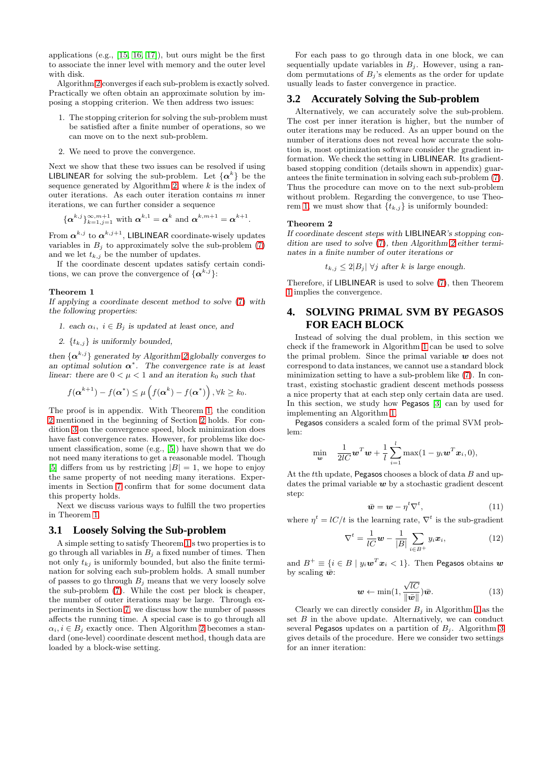applications (e.g., [15, 16, 17]), but ours might be the first to associate the inner level with memory and the outer level with disk.

Algorithm 2 converges if each sub-problem is exactly solved. Practically we often obtain an approximate solution by imposing a stopping criterion. We then address two issues:

1. The stopping criterion for solving the sub-problem must be satisfied after a finite number of operations, so we can move on to the next sub-problem.
2. We need to prove the convergence.

Next we show that these two issues can be resolved if using LIBLINEAR for solving the sub-problem. Let $\{\boldsymbol{\alpha}^k\}$ be the sequence generated by Algorithm 2, where $k$ is the index of outer iterations. As each outer iteration contains $m$ inner iterations, we can further consider a sequence

$$\{\boldsymbol{\alpha}^{k,j}\}_{k=1,j=1}^{\infty,m+1} \text{ with } \boldsymbol{\alpha}^{k,1} = \boldsymbol{\alpha}^k \text{ and } \boldsymbol{\alpha}^{k,m+1} = \boldsymbol{\alpha}^{k+1}.$$

From $\boldsymbol{\alpha}^{k,j}$ to $\boldsymbol{\alpha}^{k,j+1}$, LIBLINEAR coordinate-wisely updates variables in $B_j$ to approximately solve the sub-problem (7) and we let $t_{k,j}$ be the number of updates.

If the coordinate descent updates satisfy certain conditions, we can prove the convergence of $\{\boldsymbol{\alpha}^{k,j}\}$:

**Theorem 1**
*If applying a coordinate descent method to solve (7) with the following properties:*

1. *each $\alpha_i$, $i \in B_j$ is updated at least once, and*
2. *$\{t_{k,j}\}$ is uniformly bounded,*

*then $\{\boldsymbol{\alpha}^{k,j}\}$ generated by Algorithm 2 globally converges to an optimal solution $\boldsymbol{\alpha}^*$. The convergence rate is at least linear: there are $0 < \mu < 1$ and an iteration $k_0$ such that*

$$f(\boldsymbol{\alpha}^{k+1}) - f(\boldsymbol{\alpha}^*) \leq \mu \left( f(\boldsymbol{\alpha}^k) - f(\boldsymbol{\alpha}^*) \right), \forall k \geq k_0.$$

The proof is in appendix. With Theorem 1, the condition 2 mentioned in the beginning of Section 2 holds. For condition 3 on the convergence speed, block minimization does have fast convergence rates. However, for problems like document classification, some (e.g., [5]) have shown that we do not need many iterations to get a reasonable model. Though [5] differs from us by restricting $|B| = 1$, we hope to enjoy the same property of not needing many iterations. Experiments in Section 7 confirm that for some document data this property holds.

Next we discuss various ways to fulfill the two properties in Theorem 1.

## 3.1 Loosely Solving the Sub-problem

A simple setting to satisfy Theorem 1's two properties is to go through all variables in $B_j$ a fixed number of times. Then not only $t_{kj}$ is uniformly bounded, but also the finite termination for solving each sub-problem holds. A small number of passes to go through $B_j$ means that we very loosely solve the sub-problem (7). While the cost per block is cheaper, the number of outer iterations may be large. Through experiments in Section 7, we discuss how the number of passes affects the running time. A special case is to go through all $\alpha_i, i \in B_j$ exactly once. Then Algorithm 2 becomes a standard (one-level) coordinate descent method, though data are loaded by a block-wise setting.

For each pass to go through data in one block, we can sequentially update variables in $B_j$. However, using a random permutations of $B_j$'s elements as the order for update usually leads to faster convergence in practice.

## 3.2 Accurately Solving the Sub-problem

Alternatively, we can accurately solve the sub-problem. The cost per inner iteration is higher, but the number of outer iterations may be reduced. As an upper bound on the number of iterations does not reveal how accurate the solution is, most optimization software consider the gradient information. We check the setting in LIBLINEAR. Its gradient-based stopping condition (details shown in appendix) guarantees the finite termination in solving each sub-problem (7). Thus the procedure can move on to the next sub-problem without problem. Regarding the convergence, to use Theorem 1, we must show that $\{t_{k,j}\}$ is uniformly bounded:

**Theorem 2**
*If coordinate descent steps with LIBLINEAR's stopping condition are used to solve (7), then Algorithm 2 either terminates in a finite number of outer iterations or*

$$t_{k,j} \leq 2|B_j| \ \forall j \text{ after } k \text{ is large enough.}$$

Therefore, if LIBLINEAR is used to solve (7), then Theorem 1 implies the convergence.

# 4. SOLVING PRIMAL SVM BY PEGASOS FOR EACH BLOCK

Instead of solving the dual problem, in this section we check if the framework in Algorithm 1 can be used to solve the primal problem. Since the primal variable $\boldsymbol{w}$ does not correspond to data instances, we cannot use a standard block minimization setting to have a sub-problem like (7). In contrast, existing stochastic gradient descent methods possess a nice property that at each step only certain data are used. In this section, we study how Pegasos [3] can by used for implementing an Algorithm 1.

Pegasos considers a scaled form of the primal SVM problem:

$$\min_{\boldsymbol{w}} \quad \frac{1}{2lC}\boldsymbol{w}^T\boldsymbol{w} + \frac{1}{l}\sum_{i=1}^{l}\max(1 - y_i\boldsymbol{w}^T\boldsymbol{x}_i, 0),$$

At the $t$th update, Pegasos chooses a block of data $B$ and updates the primal variable $\boldsymbol{w}$ by a stochastic gradient descent step:

$$\bar{\boldsymbol{w}} = \boldsymbol{w} - \eta^t\nabla^t, \tag{11}$$

where $\eta^t = lC/t$ is the learning rate, $\nabla^t$ is the sub-gradient

$$\nabla^t = \frac{1}{lC}\boldsymbol{w} - \frac{1}{|B|}\sum_{i \in B^+} y_i\boldsymbol{x}_i, \tag{12}$$

and $B^+ \equiv \{i \in B \mid y_i\boldsymbol{w}^T\boldsymbol{x}_i < 1\}$. Then Pegasos obtains $\boldsymbol{w}$ by scaling $\bar{\boldsymbol{w}}$:

$$\boldsymbol{w} \leftarrow \min(1, \frac{\sqrt{lC}}{\|\bar{\boldsymbol{w}}\|})\bar{\boldsymbol{w}}. \tag{13}$$

Clearly we can directly consider $B_j$ in Algorithm 1 as the set $B$ in the above update. Alternatively, we can conduct several Pegasos updates on a partition of $B_j$. Algorithm 3 gives details of the procedure. Here we consider two settings for an inner iteration: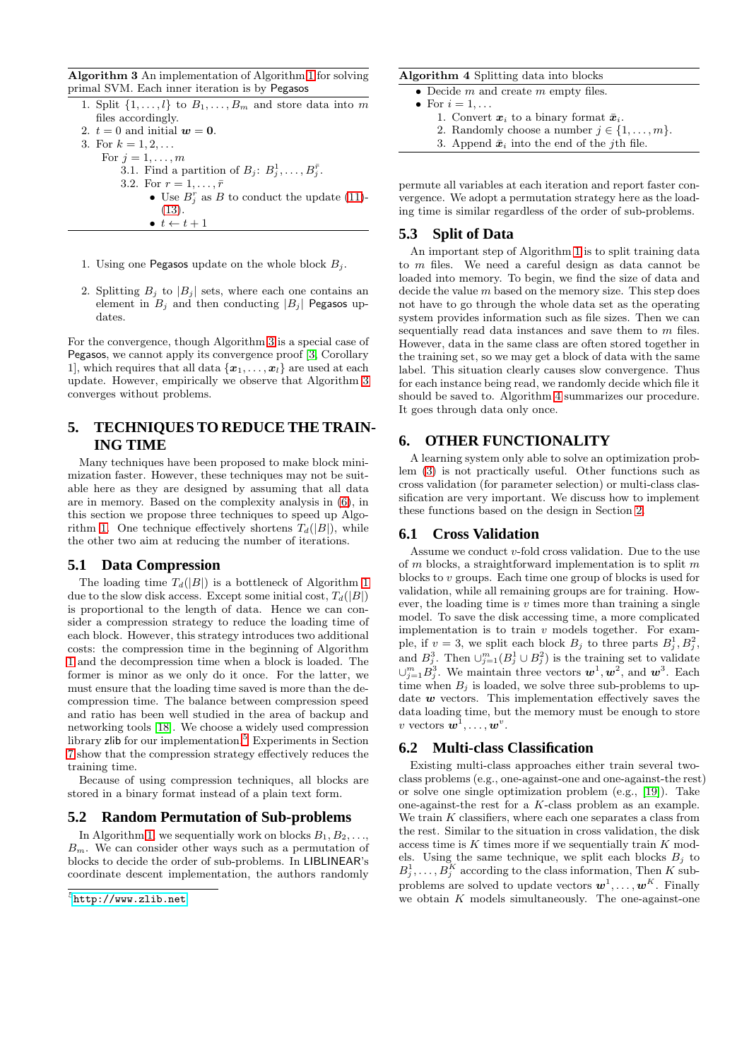**Algorithm 3** An implementation of Algorithm 1 for solving primal SVM. Each inner iteration is by Pegasos

1. Split $\{1,\ldots,l\}$ to $B_1,\ldots,B_m$ and store data into $m$ files accordingly.
2. $t=0$ and initial $\boldsymbol{w}=\boldsymbol{0}$.
3. For $k=1,2,\ldots$
   For $j=1,\ldots,m$
   3.1. Find a partition of $B_j$: $B_j^1,\ldots,B_j^{\bar{r}}$.
   3.2. For $r=1,\ldots,\bar{r}$
   - Use $B_j^r$ as $B$ to conduct the update (11)-(13).
   - $t \leftarrow t+1$

1. Using one Pegasos update on the whole block $B_j$.
2. Splitting $B_j$ to $|B_j|$ sets, where each one contains an element in $B_j$ and then conducting $|B_j|$ Pegasos updates.

For the convergence, though Algorithm 3 is a special case of Pegasos, we cannot apply its convergence proof [3, Corollary 1], which requires that all data $\{\boldsymbol{x}_1,\ldots,\boldsymbol{x}_l\}$ are used at each update. However, empirically we observe that Algorithm 3 converges without problems.

# 5. TECHNIQUES TO REDUCE THE TRAINING TIME

Many techniques have been proposed to make block minimization faster. However, these techniques may not be suitable here as they are designed by assuming that all data are in memory. Based on the complexity analysis in (6), in this section we propose three techniques to speed up Algorithm 1. One technique effectively shortens $T_d(|B|)$, while the other two aim at reducing the number of iterations.

## 5.1 Data Compression

The loading time $T_d(|B|)$ is a bottleneck of Algorithm 1 due to the slow disk access. Except some initial cost, $T_d(|B|)$ is proportional to the length of data. Hence we can consider a compression strategy to reduce the loading time of each block. However, this strategy introduces two additional costs: the compression time in the beginning of Algorithm 1 and the decompression time when a block is loaded. The former is minor as we only do it once. For the latter, we must ensure that the loading time saved is more than the decompression time. The balance between compression speed and ratio has been well studied in the area of backup and networking tools [18]. We choose a widely used compression library zlib for our implementation.[5] Experiments in Section 7 show that the compression strategy effectively reduces the training time.

Because of using compression techniques, all blocks are stored in a binary format instead of a plain text form.

## 5.2 Random Permutation of Sub-problems

In Algorithm 1, we sequentially work on blocks $B_1, B_2,\ldots, B_m$. We can consider other ways such as a permutation of blocks to decide the order of sub-problems. In LIBLINEAR's coordinate descent implementation, the authors randomly permute all variables at each iteration and report faster convergence. We adopt a permutation strategy here as the loading time is similar regardless of the order of sub-problems.

[5] http://www.zlib.net

**Algorithm 4** Splitting data into blocks

- Decide $m$ and create $m$ empty files.
- For $i=1,\ldots$
  1. Convert $\boldsymbol{x}_i$ to a binary format $\bar{\boldsymbol{x}}_i$.
  2. Randomly choose a number $j \in \{1,\ldots,m\}$.
  3. Append $\bar{\boldsymbol{x}}_i$ into the end of the $j$th file.

## 5.3 Split of Data

An important step of Algorithm 1 is to split training data to $m$ files. We need a careful design as data cannot be loaded into memory. To begin, we find the size of data and decide the value $m$ based on the memory size. This step does not have to go through the whole data set as the operating system provides information such as file sizes. Then we can sequentially read data instances and save them to $m$ files. However, data in the same class are often stored together in the training set, so we may get a block of data with the same label. This situation clearly causes slow convergence. Thus for each instance being read, we randomly decide which file it should be saved to. Algorithm 4 summarizes our procedure. It goes through data only once.

# 6. OTHER FUNCTIONALITY

A learning system only able to solve an optimization problem (3) is not practically useful. Other functions such as cross validation (for parameter selection) or multi-class classification are very important. We discuss how to implement these functions based on the design in Section 2.

## 6.1 Cross Validation

Assume we conduct $v$-fold cross validation. Due to the use of $m$ blocks, a straightforward implementation is to split $m$ blocks to $v$ groups. Each time one group of blocks is used for validation, while all remaining groups are for training. However, the loading time is $v$ times more than training a single model. To save the disk accessing time, a more complicated implementation is to train $v$ models together. For example, if $v=3$, we split each block $B_j$ to three parts $B_j^1, B_j^2$, and $B_j^3$. Then $\cup_{j=1}^m (B_j^1 \cup B_j^2)$ is the training set to validate $\cup_{j=1}^m B_j^3$. We maintain three vectors $\boldsymbol{w}^1, \boldsymbol{w}^2$, and $\boldsymbol{w}^3$. Each time when $B_j$ is loaded, we solve three sub-problems to update $\boldsymbol{w}$ vectors. This implementation effectively saves the data loading time, but the memory must be enough to store $v$ vectors $\boldsymbol{w}^1,\ldots,\boldsymbol{w}^v$.

## 6.2 Multi-class Classification

Existing multi-class approaches either train several two-class problems (e.g., one-against-one and one-against-the rest) or solve one single optimization problem (e.g., [19]). Take one-against-the rest for a $K$-class problem as an example. We train $K$ classifiers, where each one separates a class from the rest. Similar to the situation in cross validation, the disk access time is $K$ times more if we sequentially train $K$ models. Using the same technique, we split each blocks $B_j$ to $B_j^1,\ldots,B_j^K$ according to the class information, Then $K$ sub-problems are solved to update vectors $\boldsymbol{w}^1,\ldots,\boldsymbol{w}^K$. Finally we obtain $K$ models simultaneously. The one-against-one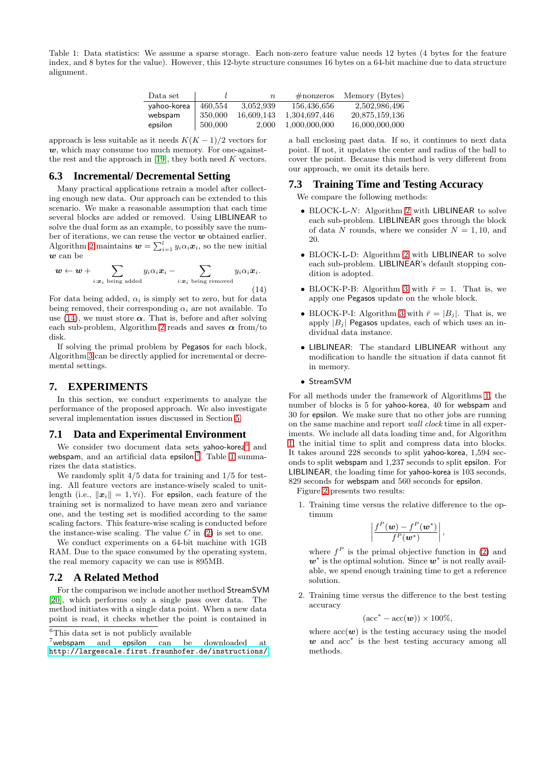Table 1: Data statistics: We assume a sparse storage. Each non-zero feature value needs 12 bytes (4 bytes for the feature index, and 8 bytes for the value). However, this 12-byte structure consumes 16 bytes on a 64-bit machine due to data structure alignment.

| Data set | $l$ | $n$ | #nonzeros | Memory (Bytes) |
|---|---|---|---|---|
| yahoo-korea | 460,554 | 3,052,939 | 156,436,656 | 2,502,986,496 |
| webspam | 350,000 | 16,609,143 | 1,304,697,446 | 20,875,159,136 |
| epsilon | 500,000 | 2,000 | 1,000,000,000 | 16,000,000,000 |

approach is less suitable as it needs $K(K-1)/2$ vectors for $\boldsymbol{w}$, which may consume too much memory. For one-against-the rest and the approach in [19], they both need $K$ vectors.

### 6.3 Incremental/ Decremental Setting

Many practical applications retrain a model after collecting enough new data. Our approach can be extended to this scenario. We make a reasonable assumption that each time several blocks are added or removed. Using LIBLINEAR to solve the dual form as an example, to possibly save the number of iterations, we can reuse the vector $\boldsymbol{w}$ obtained earlier. Algorithm 2 maintains $\boldsymbol{w} = \sum_{i=1}^{l} y_i \alpha_i \boldsymbol{x}_i$, so the new initial $\boldsymbol{w}$ can be

$$\boldsymbol{w} \leftarrow \boldsymbol{w} + \sum_{i:\boldsymbol{x}_i \text{ being added}} y_i \alpha_i \boldsymbol{x}_i - \sum_{i:\boldsymbol{x}_i \text{ being removed}} y_i \alpha_i \boldsymbol{x}_i. \tag{14}$$

For data being added, $\alpha_i$ is simply set to zero, but for data being removed, their corresponding $\alpha_i$ are not available. To use (14), we must store $\boldsymbol{\alpha}$. That is, before and after solving each sub-problem, Algorithm 2 reads and saves $\boldsymbol{\alpha}$ from/to disk.

If solving the primal problem by Pegasos for each block, Algorithm 3 can be directly applied for incremental or decremental settings.

## 7. EXPERIMENTS

In this section, we conduct experiments to analyze the performance of the proposed approach. We also investigate several implementation issues discussed in Section 5.

### 7.1 Data and Experimental Environment

We consider two document data sets yahoo-korea[6] and webspam, and an artificial data epsilon.[7] Table 1 summarizes the data statistics.

We randomly split 4/5 data for training and 1/5 for testing. All feature vectors are instance-wisely scaled to unit-length (i.e., $\|\boldsymbol{x}_i\| = 1, \forall i$). For epsilon, each feature of the training set is normalized to have mean zero and variance one, and the testing set is modified according to the same scaling factors. This feature-wise scaling is conducted before the instance-wise scaling. The value $C$ in (2) is set to one.

We conduct experiments on a 64-bit machine with 1GB RAM. Due to the space consumed by the operating system, the real memory capacity we can use is 895MB.

### 7.2 A Related Method

For the comparison we include another method StreamSVM [20], which performs only a single pass over data. The method initiates with a single data point. When a new data point is read, it checks whether the point is contained in a ball enclosing past data. If so, it continues to next data point. If not, it updates the center and radius of the ball to cover the point. Because this method is very different from our approach, we omit its details here.

[6]This data set is not publicly available

[7]webspam and epsilon can be downloaded at http://largescale.first.fraunhofer.de/instructions/

### 7.3 Training Time and Testing Accuracy

We compare the following methods:

- BLOCK-L-$N$: Algorithm 2 with LIBLINEAR to solve each sub-problem. LIBLINEAR goes through the block of data $N$ rounds, where we consider $N = 1, 10$, and 20.
- BLOCK-L-D: Algorithm 2 with LIBLINEAR to solve each sub-problem. LIBLINEAR's default stopping condition is adopted.
- BLOCK-P-B: Algorithm 3 with $\bar{r} = 1$. That is, we apply one Pegasos update on the whole block.
- BLOCK-P-I: Algorithm 3 with $\bar{r} = |B_j|$. That is, we apply $|B_j|$ Pegasos updates, each of which uses an individual data instance.
- LIBLINEAR: The standard LIBLINEAR without any modification to handle the situation if data cannot fit in memory.
- StreamSVM

For all methods under the framework of Algorithms 1, the number of blocks is 5 for yahoo-korea, 40 for webspam and 30 for epsilon. We make sure that no other jobs are running on the same machine and report *wall clock* time in all experiments. We include all data loading time and, for Algorithm 1, the initial time to split and compress data into blocks. It takes around 228 seconds to split yahoo-korea, 1,594 seconds to split webspam and 1,237 seconds to split epsilon. For LIBLINEAR, the loading time for yahoo-korea is 103 seconds, 829 seconds for webspam and 560 seconds for epsilon.

Figure 2 presents two results:

1. Training time versus the relative difference to the optimum
$$\left| \frac{f^P(\boldsymbol{w}) - f^P(\boldsymbol{w}^*)}{f^P(\boldsymbol{w}^*)} \right|,$$
where $f^P$ is the primal objective function in (2) and $\boldsymbol{w}^*$ is the optimal solution. Since $\boldsymbol{w}^*$ is not really available, we spend enough training time to get a reference solution.

2. Training time versus the difference to the best testing accuracy
$$(\text{acc}^* - \text{acc}(\boldsymbol{w})) \times 100\%,$$
where $\text{acc}(\boldsymbol{w})$ is the testing accuracy using the model $\boldsymbol{w}$ and $\text{acc}^*$ is the best testing accuracy among all methods.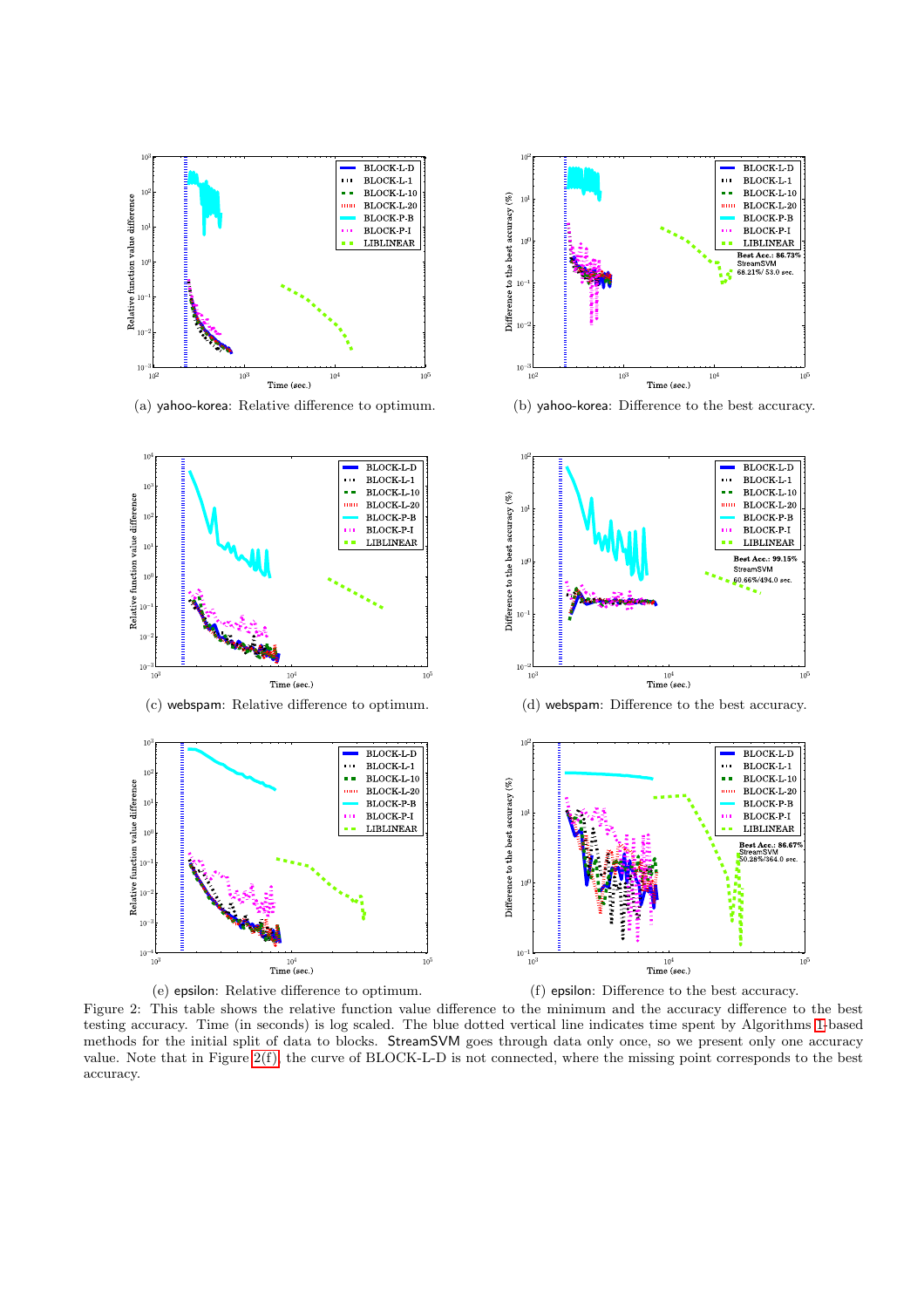(a) yahoo-korea: Relative difference to optimum.

(b) yahoo-korea: Difference to the best accuracy.

(c) webspam: Relative difference to optimum.

(d) webspam: Difference to the best accuracy.

(e) epsilon: Relative difference to optimum.

(f) epsilon: Difference to the best accuracy.

Figure 2: This table shows the relative function value difference to the minimum and the accuracy difference to the best testing accuracy. Time (in seconds) is log scaled. The blue dotted vertical line indicates time spent by Algorithms 1-based methods for the initial split of data to blocks. StreamSVM goes through data only once, so we present only one accuracy value. Note that in Figure 2(f), the curve of BLOCK-L-D is not connected, where the missing point corresponds to the best accuracy.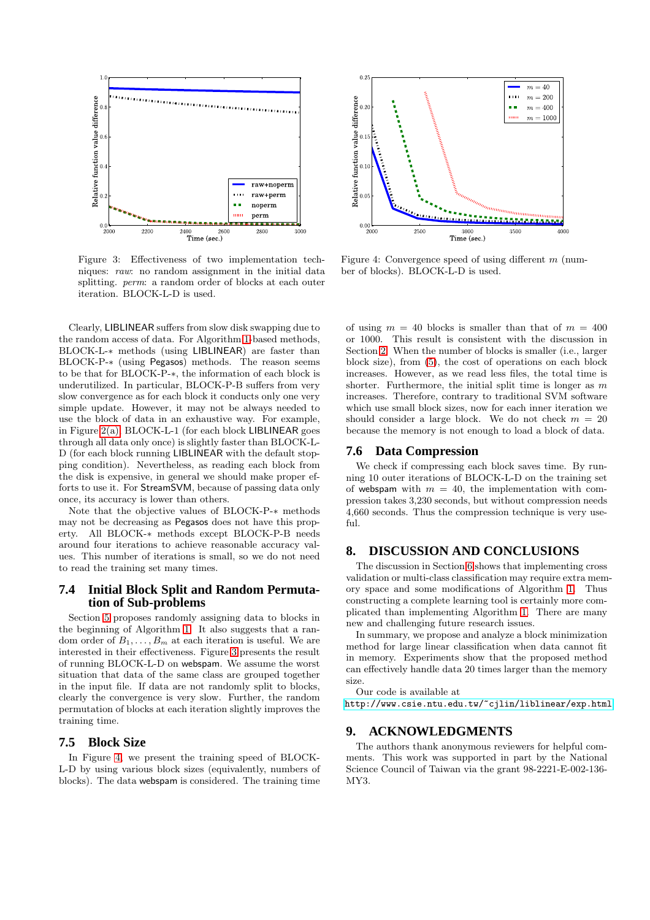Figure 3: Effectiveness of two implementation techniques: *raw*: no random assignment in the initial data splitting. *perm*: a random order of blocks at each outer iteration. BLOCK-L-D is used.

Figure 4: Convergence speed of using different $m$ (number of blocks). BLOCK-L-D is used.

Clearly, LIBLINEAR suffers from slow disk swapping due to the random access of data. For Algorithm 1-based methods, BLOCK-L-$*$ methods (using LIBLINEAR) are faster than BLOCK-P-$*$ (using Pegasos) methods. The reason seems to be that for BLOCK-P-$*$, the information of each block is underutilized. In particular, BLOCK-P-B suffers from very slow convergence as for each block it conducts only one very simple update. However, it may not be always needed to use the block of data in an exhaustive way. For example, in Figure 2(a), BLOCK-L-1 (for each block LIBLINEAR goes through all data only once) is slightly faster than BLOCK-L-D (for each block running LIBLINEAR with the default stopping condition). Nevertheless, as reading each block from the disk is expensive, in general we should make proper efforts to use it. For StreamSVM, because of passing data only once, its accuracy is lower than others.

Note that the objective values of BLOCK-P-$*$ methods may not be decreasing as Pegasos does not have this property. All BLOCK-$*$ methods except BLOCK-P-B needs around four iterations to achieve reasonable accuracy values. This number of iterations is small, so we do not need to read the training set many times.

### 7.4 Initial Block Split and Random Permutation of Sub-problems

Section 5 proposes randomly assigning data to blocks in the beginning of Algorithm 1. It also suggests that a random order of $B_1, \ldots, B_m$ at each iteration is useful. We are interested in their effectiveness. Figure 3 presents the result of running BLOCK-L-D on webspam. We assume the worst situation that data of the same class are grouped together in the input file. If data are not randomly split to blocks, clearly the convergence is very slow. Further, the random permutation of blocks at each iteration slightly improves the training time.

### 7.5 Block Size

In Figure 4, we present the training speed of BLOCK-L-D by using various block sizes (equivalently, numbers of blocks). The data webspam is considered. The training time of using $m = 40$ blocks is smaller than that of $m = 400$ or 1000. This result is consistent with the discussion in Section 2. When the number of blocks is smaller (i.e., larger block size), from (5), the cost of operations on each block increases. However, as we read less files, the total time is shorter. Furthermore, the initial split time is longer as $m$ increases. Therefore, contrary to traditional SVM software which use small block sizes, now for each inner iteration we should consider a large block. We do not check $m = 20$ because the memory is not enough to load a block of data.

### 7.6 Data Compression

We check if compressing each block saves time. By running 10 outer iterations of BLOCK-L-D on the training set of webspam with $m = 40$, the implementation with compression takes 3,230 seconds, but without compression needs 4,660 seconds. Thus the compression technique is very useful.

## 8. DISCUSSION AND CONCLUSIONS

The discussion in Section 6 shows that implementing cross validation or multi-class classification may require extra memory space and some modifications of Algorithm 1. Thus constructing a complete learning tool is certainly more complicated than implementing Algorithm 1. There are many new and challenging future research issues.

In summary, we propose and analyze a block minimization method for large linear classification when data cannot fit in memory. Experiments show that the proposed method can effectively handle data 20 times larger than the memory size.

Our code is available at

http://www.csie.ntu.edu.tw/~cjlin/liblinear/exp.html

## 9. ACKNOWLEDGMENTS

The authors thank anonymous reviewers for helpful comments. This work was supported in part by the National Science Council of Taiwan via the grant 98-2221-E-002-136-MY3.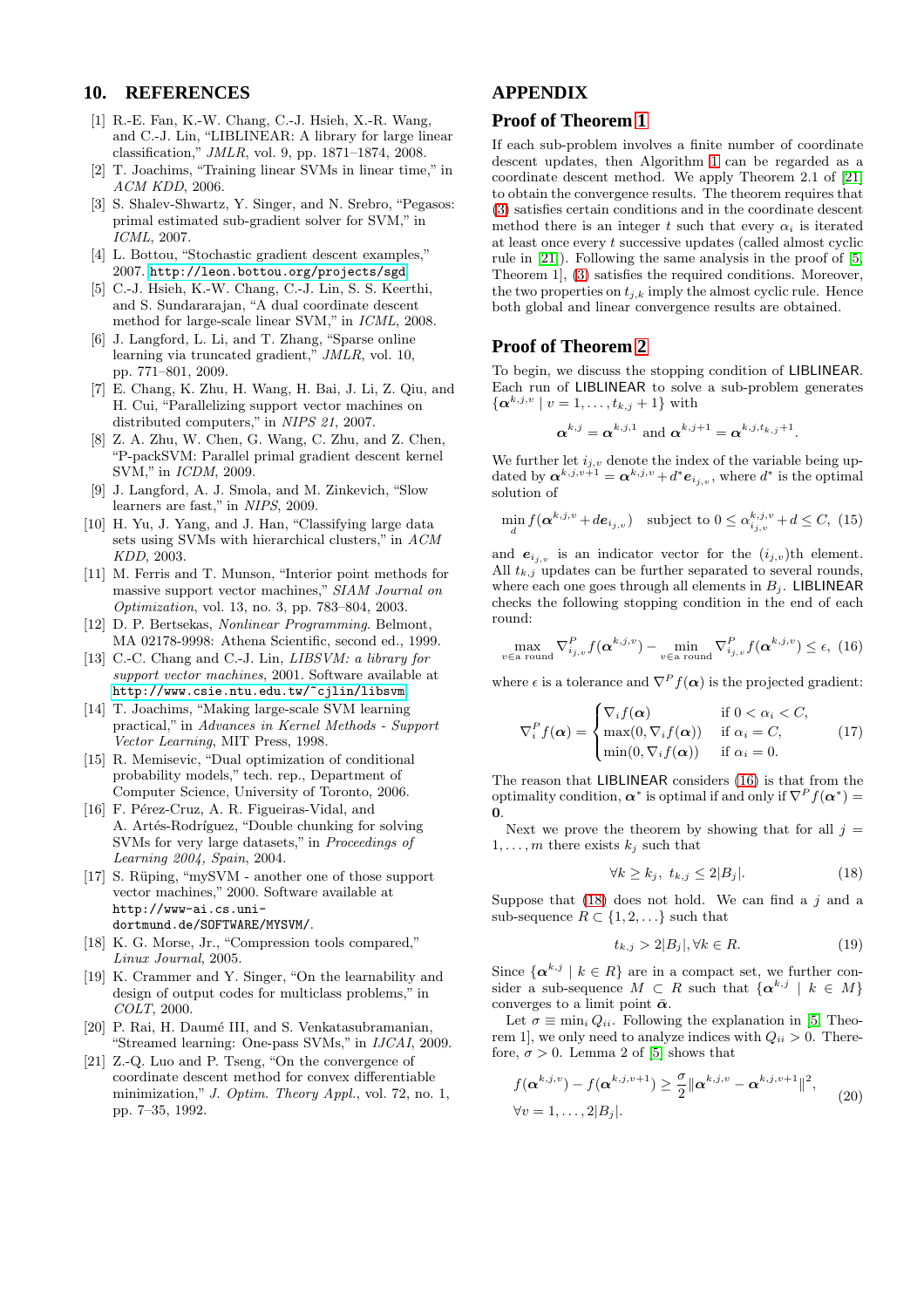## 10. REFERENCES

[1] R.-E. Fan, K.-W. Chang, C.-J. Hsieh, X.-R. Wang, and C.-J. Lin, "LIBLINEAR: A library for large linear classification," *JMLR*, vol. 9, pp. 1871–1874, 2008.

[2] T. Joachims, "Training linear SVMs in linear time," in *ACM KDD*, 2006.

[3] S. Shalev-Shwartz, Y. Singer, and N. Srebro, "Pegasos: primal estimated sub-gradient solver for SVM," in *ICML*, 2007.

[4] L. Bottou, "Stochastic gradient descent examples," 2007. http://leon.bottou.org/projects/sgd.

[5] C.-J. Hsieh, K.-W. Chang, C.-J. Lin, S. S. Keerthi, and S. Sundararajan, "A dual coordinate descent method for large-scale linear SVM," in *ICML*, 2008.

[6] J. Langford, L. Li, and T. Zhang, "Sparse online learning via truncated gradient," *JMLR*, vol. 10, pp. 771–801, 2009.

[7] E. Chang, K. Zhu, H. Wang, H. Bai, J. Li, Z. Qiu, and H. Cui, "Parallelizing support vector machines on distributed computers," in *NIPS 21*, 2007.

[8] Z. A. Zhu, W. Chen, G. Wang, C. Zhu, and Z. Chen, "P-packSVM: Parallel primal gradient descent kernel SVM," in *ICDM*, 2009.

[9] J. Langford, A. J. Smola, and M. Zinkevich, "Slow learners are fast," in *NIPS*, 2009.

[10] H. Yu, J. Yang, and J. Han, "Classifying large data sets using SVMs with hierarchical clusters," in *ACM KDD*, 2003.

[11] M. Ferris and T. Munson, "Interior point methods for massive support vector machines," *SIAM Journal on Optimization*, vol. 13, no. 3, pp. 783–804, 2003.

[12] D. P. Bertsekas, *Nonlinear Programming*. Belmont, MA 02178-9998: Athena Scientific, second ed., 1999.

[13] C.-C. Chang and C.-J. Lin, *LIBSVM: a library for support vector machines*, 2001. Software available at http://www.csie.ntu.edu.tw/~cjlin/libsvm.

[14] T. Joachims, "Making large-scale SVM learning practical," in *Advances in Kernel Methods - Support Vector Learning*, MIT Press, 1998.

[15] R. Memisevic, "Dual optimization of conditional probability models," tech. rep., Department of Computer Science, University of Toronto, 2006.

[16] F. Pérez-Cruz, A. R. Figueiras-Vidal, and A. Artés-Rodríguez, "Double chunking for solving SVMs for very large datasets," in *Proceedings of Learning 2004, Spain*, 2004.

[17] S. Rüping, "mySVM - another one of those support vector machines," 2000. Software available at http://www-ai.cs.uni-dortmund.de/SOFTWARE/MYSVM/.

[18] K. G. Morse, Jr., "Compression tools compared," *Linux Journal*, 2005.

[19] K. Crammer and Y. Singer, "On the learnability and design of output codes for multiclass problems," in *COLT*, 2000.

[20] P. Rai, H. Daumé III, and S. Venkatasubramanian, "Streamed learning: One-pass SVMs," in *IJCAI*, 2009.

[21] Z.-Q. Luo and P. Tseng, "On the convergence of coordinate descent method for convex differentiable minimization," *J. Optim. Theory Appl.*, vol. 72, no. 1, pp. 7–35, 1992.

## APPENDIX

### Proof of Theorem 1

If each sub-problem involves a finite number of coordinate descent updates, then Algorithm 1 can be regarded as a coordinate descent method. We apply Theorem 2.1 of [21] to obtain the convergence results. The theorem requires that (3) satisfies certain conditions and in the coordinate descent method there is an integer $t$ such that every $\alpha_i$ is iterated at least once every $t$ successive updates (called almost cyclic rule in [21]). Following the same analysis in the proof of [5, Theorem 1], (3) satisfies the required conditions. Moreover, the two properties on $t_{j,k}$ imply the almost cyclic rule. Hence both global and linear convergence results are obtained.

### Proof of Theorem 2

To begin, we discuss the stopping condition of LIBLINEAR. Each run of LIBLINEAR to solve a sub-problem generates $\{\boldsymbol{\alpha}^{k,j,v} \mid v = 1, \ldots, t_{k,j}+1\}$ with

$$\boldsymbol{\alpha}^{k,j} = \boldsymbol{\alpha}^{k,j,1} \text{ and } \boldsymbol{\alpha}^{k,j+1} = \boldsymbol{\alpha}^{k,j,t_{k,j}+1}.$$

We further let $i_{j,v}$ denote the index of the variable being updated by $\boldsymbol{\alpha}^{k,j,v+1} = \boldsymbol{\alpha}^{k,j,v} + d^* \boldsymbol{e}_{i_{j,v}}$, where $d^*$ is the optimal solution of

$$\min_d f(\boldsymbol{\alpha}^{k,j,v} + d\boldsymbol{e}_{i_{j,v}}) \quad \text{subject to } 0 \le \alpha^{k,j,v}_{i_{j,v}} + d \le C, \tag{15}$$

and $\boldsymbol{e}_{i_{j,v}}$ is an indicator vector for the $(i_{j,v})$th element. All $t_{k,j}$ updates can be further separated to several rounds, where each one goes through all elements in $B_j$. LIBLINEAR checks the following stopping condition in the end of each round:

$$\max_{v \in \text{a round}} \nabla^P_{i_{j,v}} f(\boldsymbol{\alpha}^{k,j,v}) - \min_{v \in \text{a round}} \nabla^P_{i_{j,v}} f(\boldsymbol{\alpha}^{k,j,v}) \le \epsilon, \tag{16}$$

where $\epsilon$ is a tolerance and $\nabla^P f(\boldsymbol{\alpha})$ is the projected gradient:

$$\nabla^P_i f(\boldsymbol{\alpha}) = \begin{cases} \nabla_i f(\boldsymbol{\alpha}) & \text{if } 0 < \alpha_i < C, \\ \max(0, \nabla_i f(\boldsymbol{\alpha})) & \text{if } \alpha_i = C, \\ \min(0, \nabla_i f(\boldsymbol{\alpha})) & \text{if } \alpha_i = 0. \end{cases} \tag{17}$$

The reason that LIBLINEAR considers (16) is that from the optimality condition, $\boldsymbol{\alpha}^*$ is optimal if and only if $\nabla^P f(\boldsymbol{\alpha}^*) = \mathbf{0}$.

Next we prove the theorem by showing that for all $j = 1, \ldots, m$ there exists $k_j$ such that

$$\forall k \ge k_j, \ t_{k,j} \le 2|B_j|. \tag{18}$$

Suppose that (18) does not hold. We can find a $j$ and a sub-sequence $R \subset \{1, 2, \ldots\}$ such that

$$t_{k,j} > 2|B_j|, \forall k \in R. \tag{19}$$

Since $\{\boldsymbol{\alpha}^{k,j} \mid k \in R\}$ are in a compact set, we further consider a sub-sequence $M \subset R$ such that $\{\boldsymbol{\alpha}^{k,j} \mid k \in M\}$ converges to a limit point $\bar{\boldsymbol{\alpha}}$.

Let $\sigma \equiv \min_i Q_{ii}$. Following the explanation in [5, Theorem 1], we only need to analyze indices with $Q_{ii} > 0$. Therefore, $\sigma > 0$. Lemma 2 of [5] shows that

$$\begin{aligned} &f(\boldsymbol{\alpha}^{k,j,v}) - f(\boldsymbol{\alpha}^{k,j,v+1}) \ge \frac{\sigma}{2} \|\boldsymbol{\alpha}^{k,j,v} - \boldsymbol{\alpha}^{k,j,v+1}\|^2, \\ &\forall v = 1, \ldots, 2|B_j|. \end{aligned} \tag{20}$$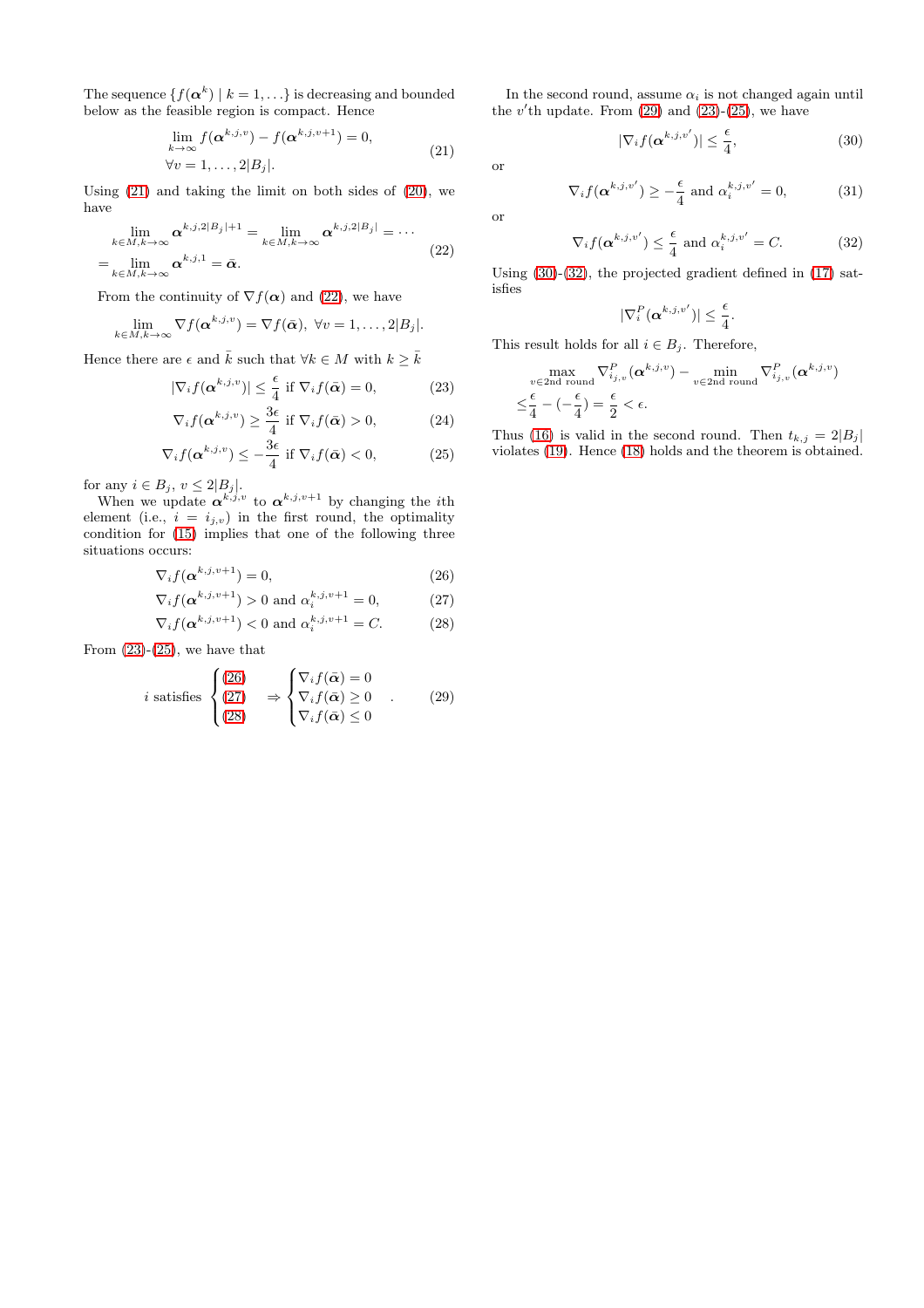The sequence $\{f(\boldsymbol{\alpha}^k) \mid k = 1, \ldots\}$ is decreasing and bounded below as the feasible region is compact. Hence

$$
\begin{aligned}
&\lim_{k\to\infty} f(\boldsymbol{\alpha}^{k,j,v}) - f(\boldsymbol{\alpha}^{k,j,v+1}) = 0, \\
&\forall v = 1, \ldots, 2|B_j|.
\end{aligned} \tag{21}
$$

Using (21) and taking the limit on both sides of (20), we have

$$
\begin{aligned}
&\lim_{k\in M, k\to\infty} \boldsymbol{\alpha}^{k,j,2|B_j|+1} = \lim_{k\in M, k\to\infty} \boldsymbol{\alpha}^{k,j,2|B_j|} = \cdots \\
=& \lim_{k\in M, k\to\infty} \boldsymbol{\alpha}^{k,j,1} = \bar{\boldsymbol{\alpha}}.
\end{aligned} \tag{22}
$$

From the continuity of $\nabla f(\boldsymbol{\alpha})$ and (22), we have

$$
\lim_{k\in M, k\to\infty} \nabla f(\boldsymbol{\alpha}^{k,j,v}) = \nabla f(\bar{\boldsymbol{\alpha}}),\ \forall v = 1, \ldots, 2|B_j|.
$$

Hence there are $\epsilon$ and $\bar{k}$ such that $\forall k \in M$ with $k \geq \bar{k}$

$$
|\nabla_i f(\boldsymbol{\alpha}^{k,j,v})| \leq \frac{\epsilon}{4} \text{ if } \nabla_i f(\bar{\boldsymbol{\alpha}}) = 0, \tag{23}
$$

$$
\nabla_i f(\boldsymbol{\alpha}^{k,j,v}) \geq \frac{3\epsilon}{4} \text{ if } \nabla_i f(\bar{\boldsymbol{\alpha}}) > 0, \tag{24}
$$

$$
\nabla_i f(\boldsymbol{\alpha}^{k,j,v}) \leq -\frac{3\epsilon}{4} \text{ if } \nabla_i f(\bar{\boldsymbol{\alpha}}) < 0, \tag{25}
$$

for any $i \in B_j$, $v \leq 2|B_j|$.

When we update $\boldsymbol{\alpha}^{k,j,v}$ to $\boldsymbol{\alpha}^{k,j,v+1}$ by changing the $i$th element (i.e., $i = i_{j,v}$) in the first round, the optimality condition for (15) implies that one of the following three situations occurs:

$$
\nabla_i f(\boldsymbol{\alpha}^{k,j,v+1}) = 0, \tag{26}
$$

$$
\nabla_i f(\boldsymbol{\alpha}^{k,j,v+1}) > 0 \text{ and } \alpha_i^{k,j,v+1} = 0, \tag{27}
$$

$$
\nabla_i f(\boldsymbol{\alpha}^{k,j,v+1}) < 0 \text{ and } \alpha_i^{k,j,v+1} = C. \tag{28}
$$

From (23)-(25), we have that

$$
i \text{ satisfies } \begin{cases} (26) \\ (27) \\ (28) \end{cases} \Rightarrow \begin{cases} \nabla_i f(\bar{\boldsymbol{\alpha}}) = 0 \\ \nabla_i f(\bar{\boldsymbol{\alpha}}) \geq 0 \\ \nabla_i f(\bar{\boldsymbol{\alpha}}) \leq 0 \end{cases}. \tag{29}
$$

In the second round, assume $\alpha_i$ is not changed again until the $v'$th update. From (29) and (23)-(25), we have

$$
|\nabla_i f(\boldsymbol{\alpha}^{k,j,v'})| \leq \frac{\epsilon}{4}, \tag{30}
$$

or

$$
\nabla_i f(\boldsymbol{\alpha}^{k,j,v'}) \geq -\frac{\epsilon}{4} \text{ and } \alpha_i^{k,j,v'} = 0, \tag{31}
$$

or

$$
\nabla_i f(\boldsymbol{\alpha}^{k,j,v'}) \leq \frac{\epsilon}{4} \text{ and } \alpha_i^{k,j,v'} = C. \tag{32}
$$

Using (30)-(32), the projected gradient defined in (17) satisfies

$$
|\nabla_i^P(\boldsymbol{\alpha}^{k,j,v'})| \leq \frac{\epsilon}{4}.
$$

This result holds for all $i \in B_j$. Therefore,

$$
\begin{aligned}
&\max_{v\in \text{2nd round}} \nabla_{i_{j,v}}^P(\boldsymbol{\alpha}^{k,j,v}) - \min_{v\in\text{2nd round}} \nabla_{i_{j,v}}^P(\boldsymbol{\alpha}^{k,j,v}) \\
\leq& \frac{\epsilon}{4} - (-\frac{\epsilon}{4}) = \frac{\epsilon}{2} < \epsilon.
\end{aligned}
$$

Thus (16) is valid in the second round. Then $t_{k,j} = 2|B_j|$ violates (19). Hence (18) holds and the theorem is obtained.